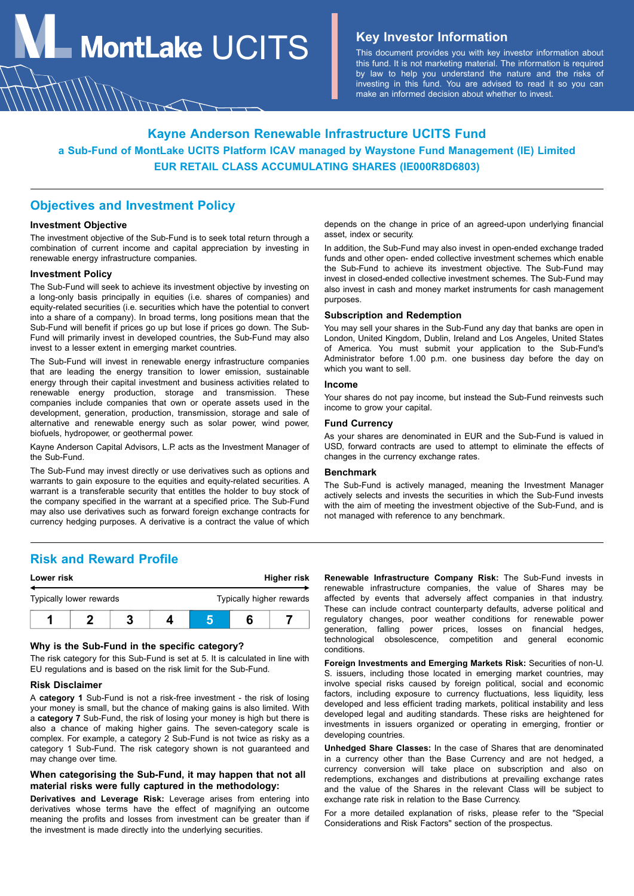MontLake UCITS

## Key Investor Information

This document provides you with key investor information about this fund. It is not marketing material. The information is required by law to help you understand the nature and the risks of investing in this fund. You are advised to read it so you can make an informed decision about whether to invest.

# Kayne Anderson Renewable Infrastructure UCITS Fund

**a Sub-Fund of MontLake UCITS Platform ICAV managed by Waystone Fund Management (IE) Limited**

**EUR RETAIL CLASS ACCUMULATING SHARES (IE000R8D6803)**

## Objectives and Investment Policy

### Investment Objective

The investment objective of the Sub-Fund is to seek total return through a combination of current income and capital appreciation by investing in renewable energy infrastructure companies.

### Investment Policy

The Sub-Fund will seek to achieve its investment objective by investing on a long-only basis principally in equities (i.e. shares of companies) and equity-related securities (i.e. securities which have the potential to convert into a share of a company). In broad terms, long positions mean that the Sub-Fund will benefit if prices go up but lose if prices go down. The Sub-Fund will primarily invest in developed countries, the Sub-Fund may also invest to a lesser extent in emerging market countries.

The Sub-Fund will invest in renewable energy infrastructure companies that are leading the energy transition to lower emission, sustainable energy through their capital investment and business activities related to renewable energy production, storage and transmission. These companies include companies that own or operate assets used in the development, generation, production, transmission, storage and sale of alternative and renewable energy such as solar power, wind power, biofuels, hydropower, or geothermal power.

Kayne Anderson Capital Advisors, L.P. acts as the Investment Manager of the Sub-Fund.

The Sub-Fund may invest directly or use derivatives such as options and warrants to gain exposure to the equities and equity-related securities. A warrant is a transferable security that entitles the holder to buy stock of the company specified in the warrant at a specified price. The Sub-Fund may also use derivatives such as forward foreign exchange contracts for currency hedging purposes. A derivative is a contract the value of which depends on the change in price of an agreed-upon underlying financial asset, index or security.

In addition, the Sub-Fund may also invest in open-ended exchange traded funds and other open- ended collective investment schemes which enable the Sub-Fund to achieve its investment objective. The Sub-Fund may invest in closed-ended collective investment schemes. The Sub-Fund may also invest in cash and money market instruments for cash management purposes.

### Subscription and Redemption

You may sell your shares in the Sub-Fund any day that banks are open in London, United Kingdom, Dublin, Ireland and Los Angeles, United States of America. You must submit your application to the Sub-Fund's Administrator before 1.00 p.m. one business day before the day on which you want to sell.

### Income

Your shares do not pay income, but instead the Sub-Fund reinvests such income to grow your capital.

### Fund Currency

As your shares are denominated in EUR and the Sub-Fund is valued in USD, forward contracts are used to attempt to eliminate the effects of changes in the currency exchange rates.

### Benchmark

The Sub-Fund is actively managed, meaning the Investment Manager actively selects and invests the securities in which the Sub-Fund invests with the aim of meeting the investment objective of the Sub-Fund, and is not managed with reference to any benchmark.

## Risk and Reward Profile

**Lower risk** ← → **Higher risk**

Typically lower rewards — Typically higher rewards

| 1 | 2 | 3 | 4 | **5** | 6 | 7 |
|---|---|---|---|---|---|---|

### Why is the Sub-Fund in the specific category?

The risk category for this Sub-Fund is set at 5. It is calculated in line with EU regulations and is based on the risk limit for the Sub-Fund.

### Risk Disclaimer

A **category 1** Sub-Fund is not a risk-free investment - the risk of losing your money is small, but the chance of making gains is also limited. With a **category 7** Sub-Fund, the risk of losing your money is high but there is also a chance of making higher gains. The seven-category scale is complex. For example, a category 2 Sub-Fund is not twice as risky as a category 1 Sub-Fund. The risk category shown is not guaranteed and may change over time.

### When categorising the Sub-Fund, it may happen that not all material risks were fully captured in the methodology:

**Derivatives and Leverage Risk:** Leverage arises from entering into derivatives whose terms have the effect of magnifying an outcome meaning the profits and losses from investment can be greater than if the investment is made directly into the underlying securities.

**Renewable Infrastructure Company Risk:** The Sub-Fund invests in renewable infrastructure companies, the value of Shares may be affected by events that adversely affect companies in that industry. These can include contract counterparty defaults, adverse political and regulatory changes, poor weather conditions for renewable power generation, falling power prices, losses on financial hedges, technological obsolescence, competition and general economic conditions.

**Foreign Investments and Emerging Markets Risk:** Securities of non-U. S. issuers, including those located in emerging market countries, may involve special risks caused by foreign political, social and economic factors, including exposure to currency fluctuations, less liquidity, less developed and less efficient trading markets, political instability and less developed legal and auditing standards. These risks are heightened for investments in issuers organized or operating in emerging, frontier or developing countries.

**Unhedged Share Classes:** In the case of Shares that are denominated in a currency other than the Base Currency and are not hedged, a currency conversion will take place on subscription and also on redemptions, exchanges and distributions at prevailing exchange rates and the value of the Shares in the relevant Class will be subject to exchange rate risk in relation to the Base Currency.

For a more detailed explanation of risks, please refer to the "Special Considerations and Risk Factors" section of the prospectus.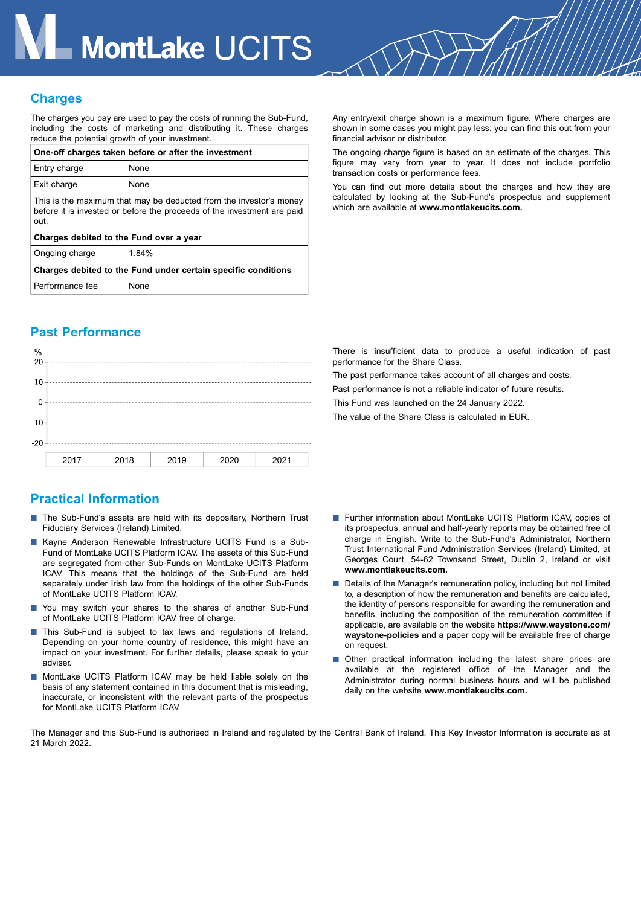## Charges

The charges you pay are used to pay the costs of running the Sub-Fund, including the costs of marketing and distributing it. These charges reduce the potential growth of your investment.

| One-off charges taken before or after the investment | |
|---|---|
| Entry charge | None |
| Exit charge | None |
| This is the maximum that may be deducted from the investor's money before it is invested or before the proceeds of the investment are paid out. | |
| **Charges debited to the Fund over a year** | |
| Ongoing charge | 1.84% |
| **Charges debited to the Fund under certain specific conditions** | |
| Performance fee | None |

Any entry/exit charge shown is a maximum figure. Where charges are shown in some cases you might pay less; you can find this out from your financial advisor or distributor.

The ongoing charge figure is based on an estimate of the charges. This figure may vary from year to year. It does not include portfolio transaction costs or performance fees.

You can find out more details about the charges and how they are calculated by looking at the Sub-Fund's prospectus and supplement which are available at **www.montlakeucits.com.**

## Past Performance

%
20
10
0
-10
-20
2017
2018
2019
2020
2021

There is insufficient data to produce a useful indication of past performance for the Share Class.

The past performance takes account of all charges and costs.

Past performance is not a reliable indicator of future results.

This Fund was launched on the 24 January 2022.

The value of the Share Class is calculated in EUR.

## Practical Information

- The Sub-Fund's assets are held with its depositary, Northern Trust Fiduciary Services (Ireland) Limited.
- Kayne Anderson Renewable Infrastructure UCITS Fund is a Sub-Fund of MontLake UCITS Platform ICAV. The assets of this Sub-Fund are segregated from other Sub-Funds on MontLake UCITS Platform ICAV. This means that the holdings of the Sub-Fund are held separately under Irish law from the holdings of the other Sub-Funds of MontLake UCITS Platform ICAV.
- You may switch your shares to the shares of another Sub-Fund of MontLake UCITS Platform ICAV free of charge.
- This Sub-Fund is subject to tax laws and regulations of Ireland. Depending on your home country of residence, this might have an impact on your investment. For further details, please speak to your adviser.
- MontLake UCITS Platform ICAV may be held liable solely on the basis of any statement contained in this document that is misleading, inaccurate, or inconsistent with the relevant parts of the prospectus for MontLake UCITS Platform ICAV.
- Further information about MontLake UCITS Platform ICAV, copies of its prospectus, annual and half-yearly reports may be obtained free of charge in English. Write to the Sub-Fund's Administrator, Northern Trust International Fund Administration Services (Ireland) Limited, at Georges Court, 54-62 Townsend Street, Dublin 2, Ireland or visit **www.montlakeucits.com.**
- Details of the Manager's remuneration policy, including but not limited to, a description of how the remuneration and benefits are calculated, the identity of persons responsible for awarding the remuneration and benefits, including the composition of the remuneration committee if applicable, are available on the website **https://www.waystone.com/waystone-policies** and a paper copy will be available free of charge on request.
- Other practical information including the latest share prices are available at the registered office of the Manager and the Administrator during normal business hours and will be published daily on the website **www.montlakeucits.com.**

The Manager and this Sub-Fund is authorised in Ireland and regulated by the Central Bank of Ireland. This Key Investor Information is accurate as at 21 March 2022.